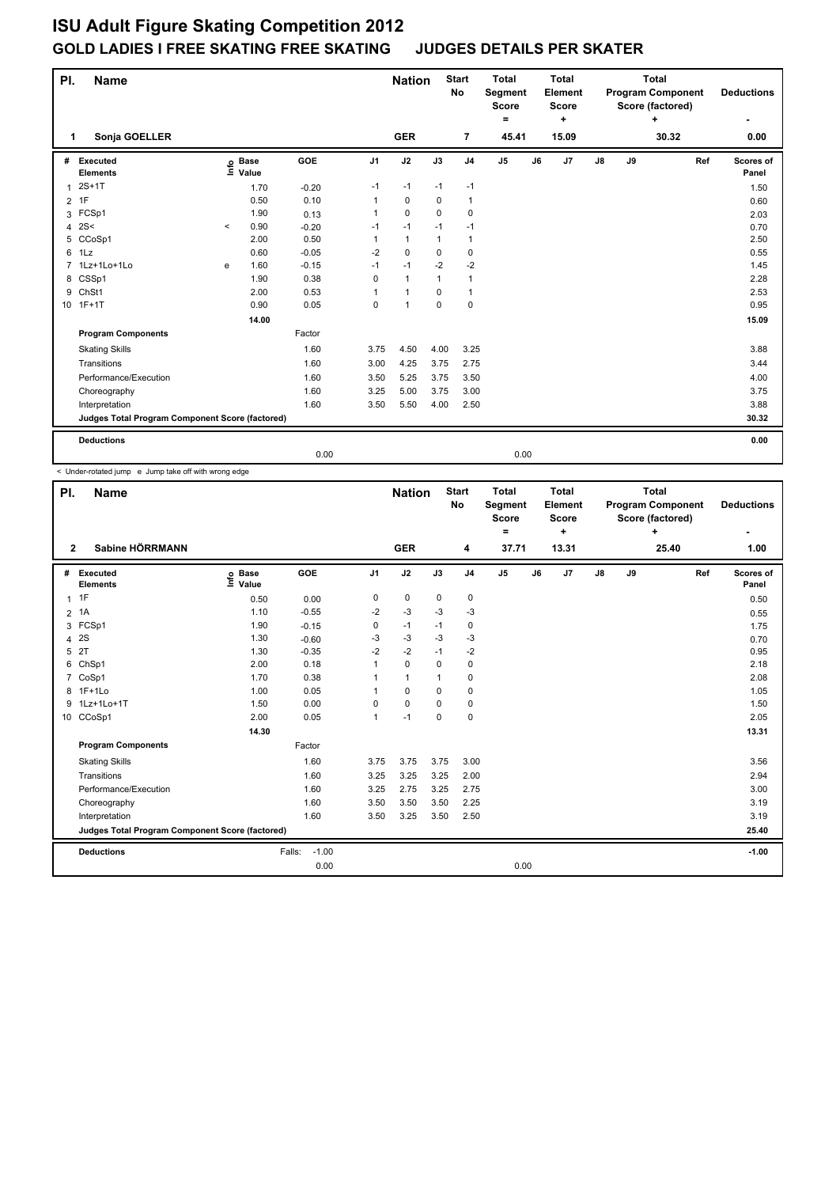# ISU Adult Figure Skating Competition 2012

## GOLD LADIES I FREE SKATING FREE SKATING JUDGES DETAILS PER SKATER

| Pl. | Name | Nation | Start No | Total Segment Score = | Total Element Score + | Total Program Component Score (factored) + | Deductions - |
|---|---|---|---|---|---|---|---|
| 1 | Sonja GOELLER | GER | 7 | 45.41 | 15.09 | 30.32 | 0.00 |

| # | Executed Elements | Info | Base Value | GOE | J1 | J2 | J3 | J4 | J5 | J6 | J7 | J8 | J9 | Ref | Scores of Panel |
|---|---|---|---|---|---|---|---|---|---|---|---|---|---|---|---|
| 1 | 2S+1T | | 1.70 | -0.20 | -1 | -1 | -1 | -1 | | | | | | | 1.50 |
| 2 | 1F | | 0.50 | 0.10 | 1 | 0 | 0 | 1 | | | | | | | 0.60 |
| 3 | FCSp1 | | 1.90 | 0.13 | 1 | 0 | 0 | 0 | | | | | | | 2.03 |
| 4 | 2S< | < | 0.90 | -0.20 | -1 | -1 | -1 | -1 | | | | | | | 0.70 |
| 5 | CCoSp1 | | 2.00 | 0.50 | 1 | 1 | 1 | 1 | | | | | | | 2.50 |
| 6 | 1Lz | | 0.60 | -0.05 | -2 | 0 | 0 | 0 | | | | | | | 0.55 |
| 7 | 1Lz+1Lo+1Lo | e | 1.60 | -0.15 | -1 | -1 | -2 | -2 | | | | | | | 1.45 |
| 8 | CSSp1 | | 1.90 | 0.38 | 0 | 1 | 1 | 1 | | | | | | | 2.28 |
| 9 | ChSt1 | | 2.00 | 0.53 | 1 | 1 | 0 | 1 | | | | | | | 2.53 |
| 10 | 1F+1T | | 0.90 | 0.05 | 0 | 1 | 0 | 0 | | | | | | | 0.95 |
| | | | 14.00 | | | | | | | | | | | | 15.09 |
| | **Program Components** | | | Factor | | | | | | | | | | | |
| | Skating Skills | | | 1.60 | 3.75 | 4.50 | 4.00 | 3.25 | | | | | | | 3.88 |
| | Transitions | | | 1.60 | 3.00 | 4.25 | 3.75 | 2.75 | | | | | | | 3.44 |
| | Performance/Execution | | | 1.60 | 3.50 | 5.25 | 3.75 | 3.50 | | | | | | | 4.00 |
| | Choreography | | | 1.60 | 3.25 | 5.00 | 3.75 | 3.00 | | | | | | | 3.75 |
| | Interpretation | | | 1.60 | 3.50 | 5.50 | 4.00 | 2.50 | | | | | | | 3.88 |
| | **Judges Total Program Component Score (factored)** | | | | | | | | | | | | | | 30.32 |
| | **Deductions** | | | | | | | | | | | | | | 0.00 |
| | | | | 0.00 | | | | | 0.00 | | | | | | |

< Under-rotated jump e Jump take off with wrong edge

| Pl. | Name | Nation | Start No | Total Segment Score = | Total Element Score + | Total Program Component Score (factored) + | Deductions - |
|---|---|---|---|---|---|---|---|
| 2 | Sabine HÖRRMANN | GER | 4 | 37.71 | 13.31 | 25.40 | 1.00 |

| # | Executed Elements | Info | Base Value | GOE | J1 | J2 | J3 | J4 | J5 | J6 | J7 | J8 | J9 | Ref | Scores of Panel |
|---|---|---|---|---|---|---|---|---|---|---|---|---|---|---|---|
| 1 | 1F | | 0.50 | 0.00 | 0 | 0 | 0 | 0 | | | | | | | 0.50 |
| 2 | 1A | | 1.10 | -0.55 | -2 | -3 | -3 | -3 | | | | | | | 0.55 |
| 3 | FCSp1 | | 1.90 | -0.15 | 0 | -1 | -1 | 0 | | | | | | | 1.75 |
| 4 | 2S | | 1.30 | -0.60 | -3 | -3 | -3 | -3 | | | | | | | 0.70 |
| 5 | 2T | | 1.30 | -0.35 | -2 | -2 | -1 | -2 | | | | | | | 0.95 |
| 6 | ChSp1 | | 2.00 | 0.18 | 1 | 0 | 0 | 0 | | | | | | | 2.18 |
| 7 | CoSp1 | | 1.70 | 0.38 | 1 | 1 | 1 | 0 | | | | | | | 2.08 |
| 8 | 1F+1Lo | | 1.00 | 0.05 | 1 | 0 | 0 | 0 | | | | | | | 1.05 |
| 9 | 1Lz+1Lo+1T | | 1.50 | 0.00 | 0 | 0 | 0 | 0 | | | | | | | 1.50 |
| 10 | CCoSp1 | | 2.00 | 0.05 | 1 | -1 | 0 | 0 | | | | | | | 2.05 |
| | | | 14.30 | | | | | | | | | | | | 13.31 |
| | **Program Components** | | | Factor | | | | | | | | | | | |
| | Skating Skills | | | 1.60 | 3.75 | 3.75 | 3.75 | 3.00 | | | | | | | 3.56 |
| | Transitions | | | 1.60 | 3.25 | 3.25 | 3.25 | 2.00 | | | | | | | 2.94 |
| | Performance/Execution | | | 1.60 | 3.25 | 2.75 | 3.25 | 2.75 | | | | | | | 3.00 |
| | Choreography | | | 1.60 | 3.50 | 3.50 | 3.50 | 2.25 | | | | | | | 3.19 |
| | Interpretation | | | 1.60 | 3.50 | 3.25 | 3.50 | 2.50 | | | | | | | 3.19 |
| | **Judges Total Program Component Score (factored)** | | | | | | | | | | | | | | 25.40 |
| | **Deductions** | | | Falls: -1.00 | | | | | | | | | | | -1.00 |
| | | | | 0.00 | | | | | 0.00 | | | | | | |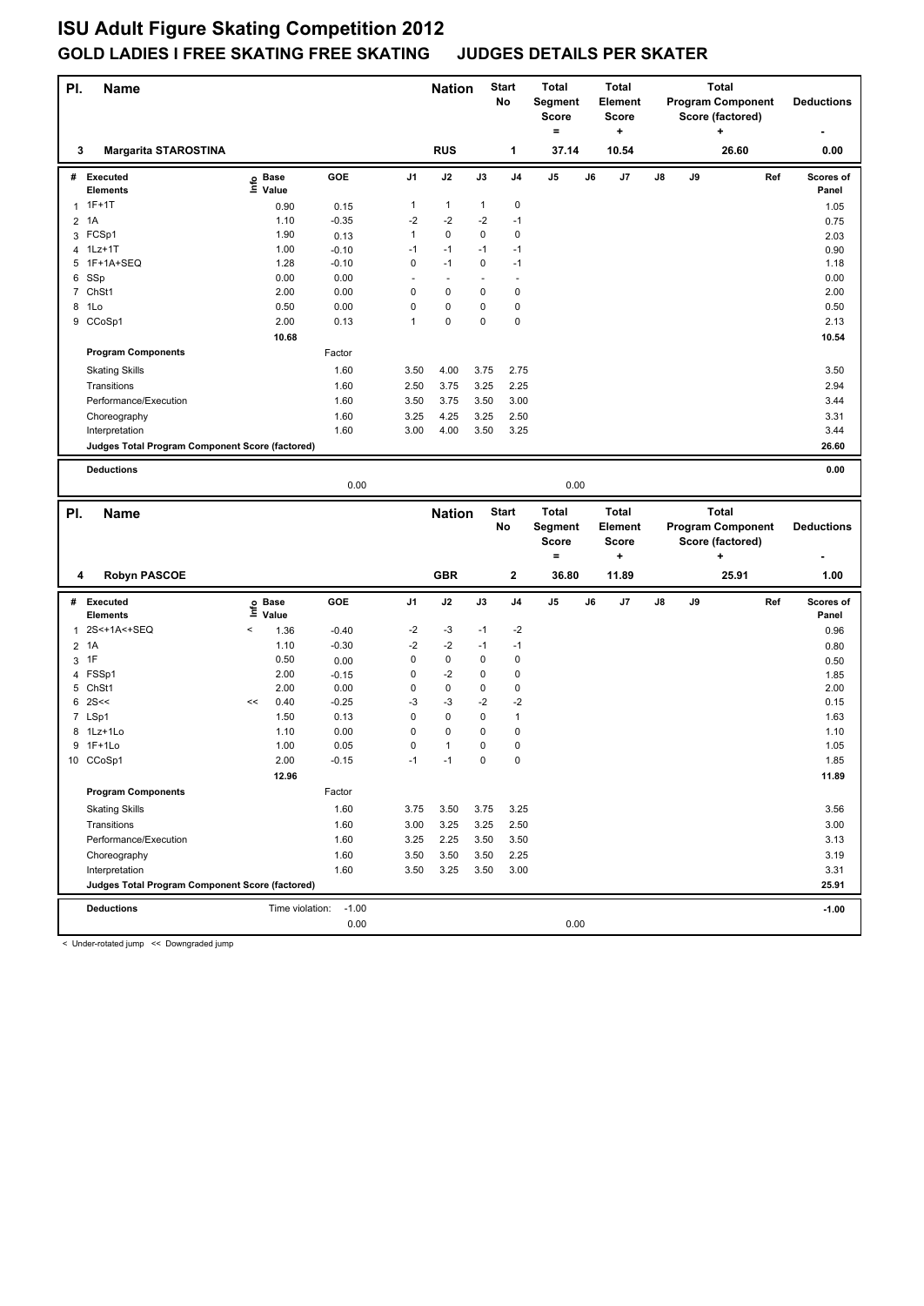# ISU Adult Figure Skating Competition 2012

## GOLD LADIES I FREE SKATING FREE SKATING JUDGES DETAILS PER SKATER

| Pl. | Name | Nation | Start No | Total Segment Score = | Total Element Score + | Total Program Component Score (factored) + | Deductions - |
|---|---|---|---|---|---|---|---|
| 3 | Margarita STAROSTINA | RUS | 1 | 37.14 | 10.54 | 26.60 | 0.00 |

| # | Executed Elements | Info | Base Value | GOE | J1 | J2 | J3 | J4 | J5 | J6 | J7 | J8 | J9 | Ref | Scores of Panel |
|---|---|---|---|---|---|---|---|---|---|---|---|---|---|---|---|
| 1 | 1F+1T | | 0.90 | 0.15 | 1 | 1 | 1 | 0 | | | | | | | 1.05 |
| 2 | 1A | | 1.10 | -0.35 | -2 | -2 | -2 | -1 | | | | | | | 0.75 |
| 3 | FCSp1 | | 1.90 | 0.13 | 1 | 0 | 0 | 0 | | | | | | | 2.03 |
| 4 | 1Lz+1T | | 1.00 | -0.10 | -1 | -1 | -1 | -1 | | | | | | | 0.90 |
| 5 | 1F+1A+SEQ | | 1.28 | -0.10 | 0 | -1 | 0 | -1 | | | | | | | 1.18 |
| 6 | SSp | | 0.00 | 0.00 | - | - | - | - | | | | | | | 0.00 |
| 7 | ChSt1 | | 2.00 | 0.00 | 0 | 0 | 0 | 0 | | | | | | | 2.00 |
| 8 | 1Lo | | 0.50 | 0.00 | 0 | 0 | 0 | 0 | | | | | | | 0.50 |
| 9 | CCoSp1 | | 2.00 | 0.13 | 1 | 0 | 0 | 0 | | | | | | | 2.13 |
| | | | 10.68 | | | | | | | | | | | | 10.54 |
| | **Program Components** | | | Factor | | | | | | | | | | | |
| | Skating Skills | | | 1.60 | 3.50 | 4.00 | 3.75 | 2.75 | | | | | | | 3.50 |
| | Transitions | | | 1.60 | 2.50 | 3.75 | 3.25 | 2.25 | | | | | | | 2.94 |
| | Performance/Execution | | | 1.60 | 3.50 | 3.75 | 3.50 | 3.00 | | | | | | | 3.44 |
| | Choreography | | | 1.60 | 3.25 | 4.25 | 3.25 | 2.50 | | | | | | | 3.31 |
| | Interpretation | | | 1.60 | 3.00 | 4.00 | 3.50 | 3.25 | | | | | | | 3.44 |
| | **Judges Total Program Component Score (factored)** | | | | | | | | | | | | | | 26.60 |
| | **Deductions** | | | | | | | | | | | | | | 0.00 |
| | | | | 0.00 | | | | | 0.00 | | | | | | |

| Pl. | Name | Nation | Start No | Total Segment Score = | Total Element Score + | Total Program Component Score (factored) + | Deductions - |
|---|---|---|---|---|---|---|---|
| 4 | Robyn PASCOE | GBR | 2 | 36.80 | 11.89 | 25.91 | 1.00 |

| # | Executed Elements | Info | Base Value | GOE | J1 | J2 | J3 | J4 | J5 | J6 | J7 | J8 | J9 | Ref | Scores of Panel |
|---|---|---|---|---|---|---|---|---|---|---|---|---|---|---|---|
| 1 | 2S<+1A<+SEQ | < | 1.36 | -0.40 | -2 | -3 | -1 | -2 | | | | | | | 0.96 |
| 2 | 1A | | 1.10 | -0.30 | -2 | -2 | -1 | -1 | | | | | | | 0.80 |
| 3 | 1F | | 0.50 | 0.00 | 0 | 0 | 0 | 0 | | | | | | | 0.50 |
| 4 | FSSp1 | | 2.00 | -0.15 | 0 | -2 | 0 | 0 | | | | | | | 1.85 |
| 5 | ChSt1 | | 2.00 | 0.00 | 0 | 0 | 0 | 0 | | | | | | | 2.00 |
| 6 | 2S<< | << | 0.40 | -0.25 | -3 | -3 | -2 | -2 | | | | | | | 0.15 |
| 7 | LSp1 | | 1.50 | 0.13 | 0 | 0 | 0 | 1 | | | | | | | 1.63 |
| 8 | 1Lz+1Lo | | 1.10 | 0.00 | 0 | 0 | 0 | 0 | | | | | | | 1.10 |
| 9 | 1F+1Lo | | 1.00 | 0.05 | 0 | 1 | 0 | 0 | | | | | | | 1.05 |
| 10 | CCoSp1 | | 2.00 | -0.15 | -1 | -1 | 0 | 0 | | | | | | | 1.85 |
| | | | 12.96 | | | | | | | | | | | | 11.89 |
| | **Program Components** | | | Factor | | | | | | | | | | | |
| | Skating Skills | | | 1.60 | 3.75 | 3.50 | 3.75 | 3.25 | | | | | | | 3.56 |
| | Transitions | | | 1.60 | 3.00 | 3.25 | 3.25 | 2.50 | | | | | | | 3.00 |
| | Performance/Execution | | | 1.60 | 3.25 | 2.25 | 3.50 | 3.50 | | | | | | | 3.13 |
| | Choreography | | | 1.60 | 3.50 | 3.50 | 3.50 | 2.25 | | | | | | | 3.19 |
| | Interpretation | | | 1.60 | 3.50 | 3.25 | 3.50 | 3.00 | | | | | | | 3.31 |
| | **Judges Total Program Component Score (factored)** | | | | | | | | | | | | | | 25.91 |
| | **Deductions** | Time violation: | | -1.00 | | | | | | | | | | | -1.00 |
| | | | | 0.00 | | | | | 0.00 | | | | | | |

< Under-rotated jump << Downgraded jump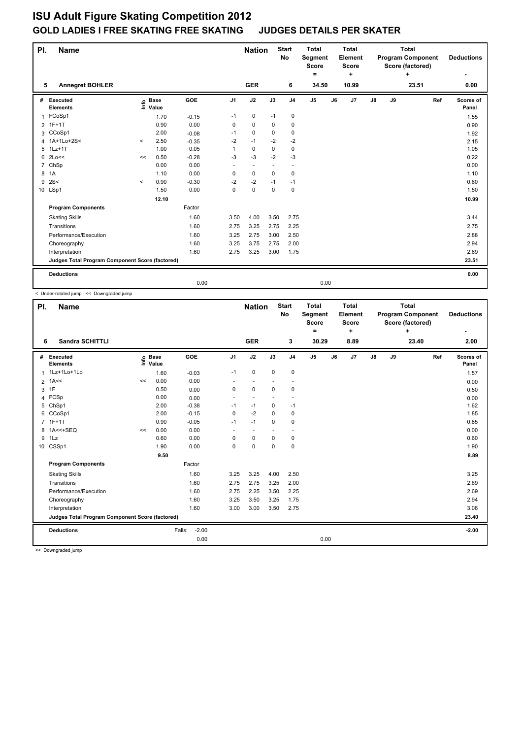# ISU Adult Figure Skating Competition 2012

## GOLD LADIES I FREE SKATING FREE SKATING JUDGES DETAILS PER SKATER

| Pl. | Name | Nation | Start No | Total Segment Score = | Total Element Score + | Total Program Component Score (factored) + | Deductions - |
|---|---|---|---|---|---|---|---|
| 5 | Annegret BOHLER | GER | 6 | 34.50 | 10.99 | 23.51 | 0.00 |

| # | Executed Elements | Info | Base Value | GOE | J1 | J2 | J3 | J4 | J5 | J6 | J7 | J8 | J9 | Ref | Scores of Panel |
|---|---|---|---|---|---|---|---|---|---|---|---|---|---|---|---|
| 1 | FCoSp1 | | 1.70 | -0.15 | -1 | 0 | -1 | 0 | | | | | | | 1.55 |
| 2 | 1F+1T | | 0.90 | 0.00 | 0 | 0 | 0 | 0 | | | | | | | 0.90 |
| 3 | CCoSp1 | | 2.00 | -0.08 | -1 | 0 | 0 | 0 | | | | | | | 1.92 |
| 4 | 1A+1Lo+2S< | < | 2.50 | -0.35 | -2 | -1 | -2 | -2 | | | | | | | 2.15 |
| 5 | 1Lz+1T | | 1.00 | 0.05 | 1 | 0 | 0 | 0 | | | | | | | 1.05 |
| 6 | 2Lo<< | << | 0.50 | -0.28 | -3 | -3 | -2 | -3 | | | | | | | 0.22 |
| 7 | ChSp | | 0.00 | 0.00 | - | - | - | - | | | | | | | 0.00 |
| 8 | 1A | | 1.10 | 0.00 | 0 | 0 | 0 | 0 | | | | | | | 1.10 |
| 9 | 2S< | < | 0.90 | -0.30 | -2 | -2 | -1 | -1 | | | | | | | 0.60 |
| 10 | LSp1 | | 1.50 | 0.00 | 0 | 0 | 0 | 0 | | | | | | | 1.50 |
| | | | 12.10 | | | | | | | | | | | | 10.99 |

| Program Components | Factor | J1 | J2 | J3 | J4 | J5 | J6 | J7 | J8 | J9 | Ref | Scores of Panel |
|---|---|---|---|---|---|---|---|---|---|---|---|---|
| Skating Skills | 1.60 | 3.50 | 4.00 | 3.50 | 2.75 | | | | | | | 3.44 |
| Transitions | 1.60 | 2.75 | 3.25 | 2.75 | 2.25 | | | | | | | 2.75 |
| Performance/Execution | 1.60 | 3.25 | 2.75 | 3.00 | 2.50 | | | | | | | 2.88 |
| Choreography | 1.60 | 3.25 | 3.75 | 2.75 | 2.00 | | | | | | | 2.94 |
| Interpretation | 1.60 | 2.75 | 3.25 | 3.00 | 1.75 | | | | | | | 2.69 |
| Judges Total Program Component Score (factored) | | | | | | | | | | | | 23.51 |

| Deductions | | | 0.00 |
|---|---|---|---|
| | 0.00 | 0.00 | |

< Under-rotated jump << Downgraded jump

| Pl. | Name | Nation | Start No | Total Segment Score = | Total Element Score + | Total Program Component Score (factored) + | Deductions - |
|---|---|---|---|---|---|---|---|
| 6 | Sandra SCHITTLI | GER | 3 | 30.29 | 8.89 | 23.40 | 2.00 |

| # | Executed Elements | Info | Base Value | GOE | J1 | J2 | J3 | J4 | J5 | J6 | J7 | J8 | J9 | Ref | Scores of Panel |
|---|---|---|---|---|---|---|---|---|---|---|---|---|---|---|---|
| 1 | 1Lz+1Lo+1Lo | | 1.60 | -0.03 | -1 | 0 | 0 | 0 | | | | | | | 1.57 |
| 2 | 1A<< | << | 0.00 | 0.00 | - | - | - | - | | | | | | | 0.00 |
| 3 | 1F | | 0.50 | 0.00 | 0 | 0 | 0 | 0 | | | | | | | 0.50 |
| 4 | FCSp | | 0.00 | 0.00 | - | - | - | - | | | | | | | 0.00 |
| 5 | ChSp1 | | 2.00 | -0.38 | -1 | -1 | 0 | -1 | | | | | | | 1.62 |
| 6 | CCoSp1 | | 2.00 | -0.15 | 0 | -2 | 0 | 0 | | | | | | | 1.85 |
| 7 | 1F+1T | | 0.90 | -0.05 | -1 | -1 | 0 | 0 | | | | | | | 0.85 |
| 8 | 1A<<+SEQ | << | 0.00 | 0.00 | - | - | - | - | | | | | | | 0.00 |
| 9 | 1Lz | | 0.60 | 0.00 | 0 | 0 | 0 | 0 | | | | | | | 0.60 |
| 10 | CSSp1 | | 1.90 | 0.00 | 0 | 0 | 0 | 0 | | | | | | | 1.90 |
| | | | 9.50 | | | | | | | | | | | | 8.89 |

| Program Components | Factor | J1 | J2 | J3 | J4 | J5 | J6 | J7 | J8 | J9 | Ref | Scores of Panel |
|---|---|---|---|---|---|---|---|---|---|---|---|---|
| Skating Skills | 1.60 | 3.25 | 3.25 | 4.00 | 2.50 | | | | | | | 3.25 |
| Transitions | 1.60 | 2.75 | 2.75 | 3.25 | 2.00 | | | | | | | 2.69 |
| Performance/Execution | 1.60 | 2.75 | 2.25 | 3.50 | 2.25 | | | | | | | 2.69 |
| Choreography | 1.60 | 3.25 | 3.50 | 3.25 | 1.75 | | | | | | | 2.94 |
| Interpretation | 1.60 | 3.00 | 3.00 | 3.50 | 2.75 | | | | | | | 3.06 |
| Judges Total Program Component Score (factored) | | | | | | | | | | | | 23.40 |

| Deductions | Falls: -2.00 | | -2.00 |
|---|---|---|---|
| | 0.00 | 0.00 | |

<< Downgraded jump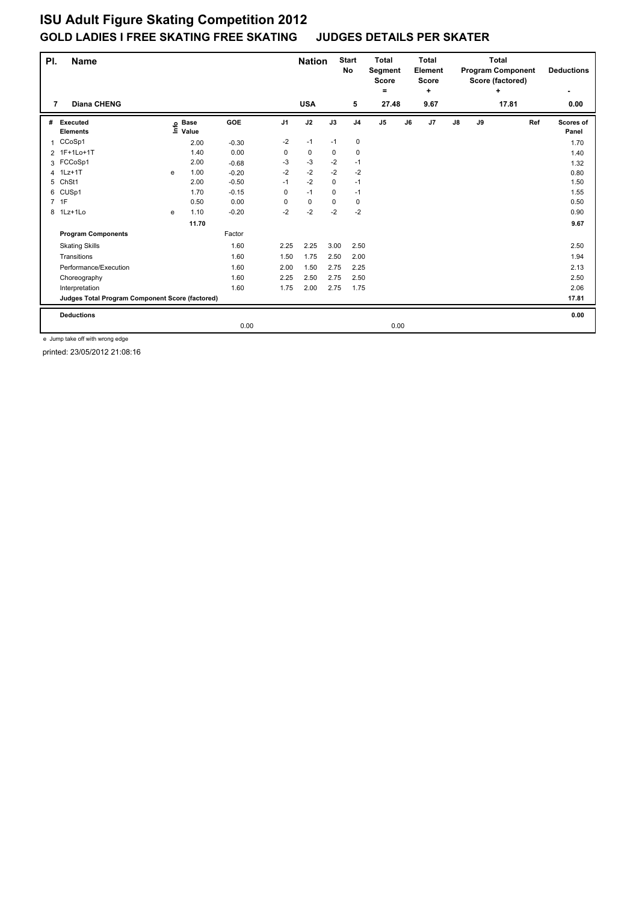# ISU Adult Figure Skating Competition 2012

## GOLD LADIES I FREE SKATING FREE SKATING    JUDGES DETAILS PER SKATER

| Pl. | Name | Nation | Start No | Total Segment Score = | Total Element Score + | Total Program Component Score (factored) + | Deductions - |
|---|---|---|---|---|---|---|---|
| 7 | Diana CHENG | USA | 5 | 27.48 | 9.67 | 17.81 | 0.00 |

| # | Executed Elements | Info | Base Value | GOE | J1 | J2 | J3 | J4 | J5 | J6 | J7 | J8 | J9 | Ref | Scores of Panel |
|---|---|---|---|---|---|---|---|---|---|---|---|---|---|---|---|
| 1 | CCoSp1 | | 2.00 | -0.30 | -2 | -1 | -1 | 0 | | | | | | | 1.70 |
| 2 | 1F+1Lo+1T | | 1.40 | 0.00 | 0 | 0 | 0 | 0 | | | | | | | 1.40 |
| 3 | FCCoSp1 | | 2.00 | -0.68 | -3 | -3 | -2 | -1 | | | | | | | 1.32 |
| 4 | 1Lz+1T | e | 1.00 | -0.20 | -2 | -2 | -2 | -2 | | | | | | | 0.80 |
| 5 | ChSt1 | | 2.00 | -0.50 | -1 | -2 | 0 | -1 | | | | | | | 1.50 |
| 6 | CUSp1 | | 1.70 | -0.15 | 0 | -1 | 0 | -1 | | | | | | | 1.55 |
| 7 | 1F | | 0.50 | 0.00 | 0 | 0 | 0 | 0 | | | | | | | 0.50 |
| 8 | 1Lz+1Lo | e | 1.10 | -0.20 | -2 | -2 | -2 | -2 | | | | | | | 0.90 |
| | | | 11.70 | | | | | | | | | | | | 9.67 |
| | **Program Components** | | | Factor | | | | | | | | | | | |
| | Skating Skills | | | 1.60 | 2.25 | 2.25 | 3.00 | 2.50 | | | | | | | 2.50 |
| | Transitions | | | 1.60 | 1.50 | 1.75 | 2.50 | 2.00 | | | | | | | 1.94 |
| | Performance/Execution | | | 1.60 | 2.00 | 1.50 | 2.75 | 2.25 | | | | | | | 2.13 |
| | Choreography | | | 1.60 | 2.25 | 2.50 | 2.75 | 2.50 | | | | | | | 2.50 |
| | Interpretation | | | 1.60 | 1.75 | 2.00 | 2.75 | 1.75 | | | | | | | 2.06 |
| | **Judges Total Program Component Score (factored)** | | | | | | | | | | | | | | 17.81 |
| | **Deductions** | | | | | | | | | | | | | | 0.00 |
| | | | | 0.00 | | | | | 0.00 | | | | | | |

e Jump take off with wrong edge

printed: 23/05/2012 21:08:16